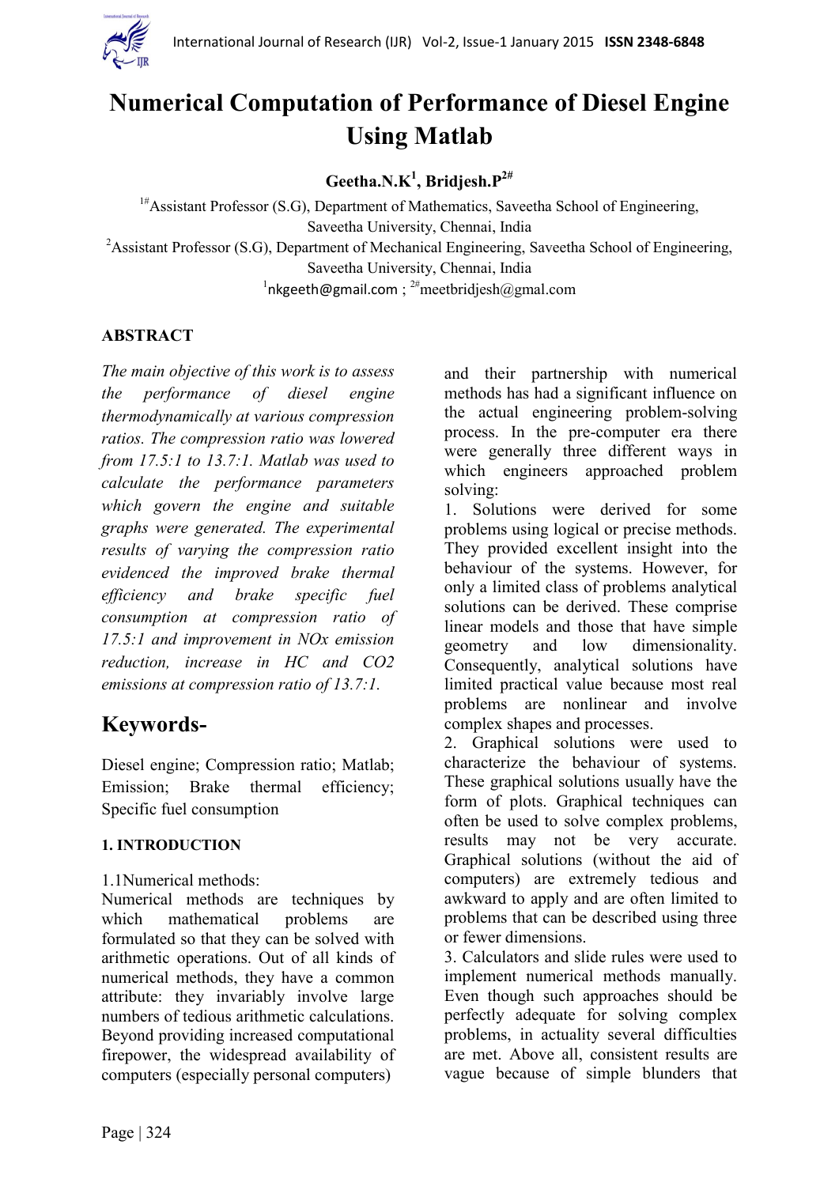# Numerical Computation of Performance of Diesel Engine Using Matlab

**Geetha.N.K[1], Bridjesh.P[2#]**

[1#]Assistant Professor (S.G), Department of Mathematics, Saveetha School of Engineering, Saveetha University, Chennai, India

[2]Assistant Professor (S.G), Department of Mechanical Engineering, Saveetha School of Engineering, Saveetha University, Chennai, India

[1]nkgeeth@gmail.com ; [2#]meetbridjesh@gmal.com

## ABSTRACT

*The main objective of this work is to assess the performance of diesel engine thermodynamically at various compression ratios. The compression ratio was lowered from 17.5:1 to 13.7:1. Matlab was used to calculate the performance parameters which govern the engine and suitable graphs were generated. The experimental results of varying the compression ratio evidenced the improved brake thermal efficiency and brake specific fuel consumption at compression ratio of 17.5:1 and improvement in NOx emission reduction, increase in HC and CO2 emissions at compression ratio of 13.7:1.*

## Keywords-

Diesel engine; Compression ratio; Matlab; Emission; Brake thermal efficiency; Specific fuel consumption

### 1. INTRODUCTION

1.1Numerical methods:

Numerical methods are techniques by which mathematical problems are formulated so that they can be solved with arithmetic operations. Out of all kinds of numerical methods, they have a common attribute: they invariably involve large numbers of tedious arithmetic calculations. Beyond providing increased computational firepower, the widespread availability of computers (especially personal computers) and their partnership with numerical methods has had a significant influence on the actual engineering problem-solving process. In the pre-computer era there were generally three different ways in which engineers approached problem solving:

1. Solutions were derived for some problems using logical or precise methods. They provided excellent insight into the behaviour of the systems. However, for only a limited class of problems analytical solutions can be derived. These comprise linear models and those that have simple geometry and low dimensionality. Consequently, analytical solutions have limited practical value because most real problems are nonlinear and involve complex shapes and processes.
2. Graphical solutions were used to characterize the behaviour of systems. These graphical solutions usually have the form of plots. Graphical techniques can often be used to solve complex problems, results may not be very accurate. Graphical solutions (without the aid of computers) are extremely tedious and awkward to apply and are often limited to problems that can be described using three or fewer dimensions.
3. Calculators and slide rules were used to implement numerical methods manually. Even though such approaches should be perfectly adequate for solving complex problems, in actuality several difficulties are met. Above all, consistent results are vague because of simple blunders that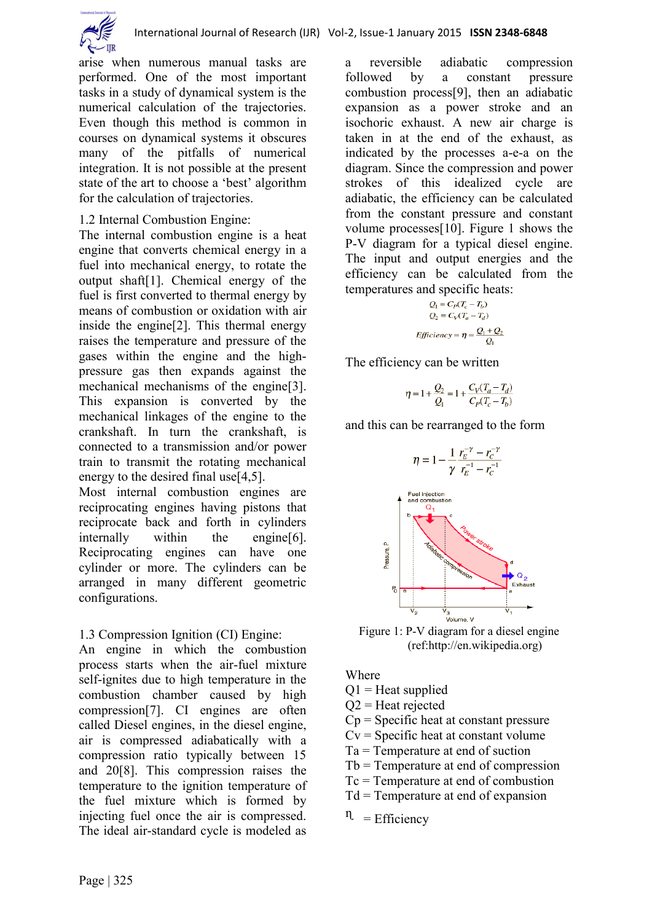arise when numerous manual tasks are performed. One of the most important tasks in a study of dynamical system is the numerical calculation of the trajectories. Even though this method is common in courses on dynamical systems it obscures many of the pitfalls of numerical integration. It is not possible at the present state of the art to choose a 'best' algorithm for the calculation of trajectories.

### 1.2 Internal Combustion Engine:

The internal combustion engine is a heat engine that converts chemical energy in a fuel into mechanical energy, to rotate the output shaft[1]. Chemical energy of the fuel is first converted to thermal energy by means of combustion or oxidation with air inside the engine[2]. This thermal energy raises the temperature and pressure of the gases within the engine and the high-pressure gas then expands against the mechanical mechanisms of the engine[3]. This expansion is converted by the mechanical linkages of the engine to the crankshaft. In turn the crankshaft, is connected to a transmission and/or power train to transmit the rotating mechanical energy to the desired final use[4,5].

Most internal combustion engines are reciprocating engines having pistons that reciprocate back and forth in cylinders internally within the engine[6]. Reciprocating engines can have one cylinder or more. The cylinders can be arranged in many different geometric configurations.

### 1.3 Compression Ignition (CI) Engine:

An engine in which the combustion process starts when the air-fuel mixture self-ignites due to high temperature in the combustion chamber caused by high compression[7]. CI engines are often called Diesel engines, in the diesel engine, air is compressed adiabatically with a compression ratio typically between 15 and 20[8]. This compression raises the temperature to the ignition temperature of the fuel mixture which is formed by injecting fuel once the air is compressed. The ideal air-standard cycle is modeled as a reversible adiabatic compression followed by a constant pressure combustion process[9], then an adiabatic expansion as a power stroke and an isochoric exhaust. A new air charge is taken in at the end of the exhaust, as indicated by the processes a-e-a on the diagram. Since the compression and power strokes of this idealized cycle are adiabatic, the efficiency can be calculated from the constant pressure and constant volume processes[10]. Figure 1 shows the P-V diagram for a typical diesel engine. The input and output energies and the efficiency can be calculated from the temperatures and specific heats:

$$Q_1 = C_P(T_c - T_b)$$

$$Q_2 = C_V(T_a - T_d)$$

$$Efficiency = \eta = \frac{Q_1 + Q_2}{Q_1}$$

The efficiency can be written

$$\eta = 1 + \frac{Q_2}{Q_1} = 1 + \frac{C_V(T_a - T_d)}{C_P(T_c - T_b)}$$

and this can be rearranged to the form

$$\eta = 1 - \frac{1}{\gamma}\frac{r_E^{-\gamma} - r_C^{-\gamma}}{r_E^{-1} - r_C^{-1}}$$

Figure 1: P-V diagram for a diesel engine (ref:http://en.wikipedia.org)

Where

Q1 = Heat supplied

Q2 = Heat rejected

Cp = Specific heat at constant pressure

Cv = Specific heat at constant volume

Ta = Temperature at end of suction

Tb = Temperature at end of compression

Tc = Temperature at end of combustion

Td = Temperature at end of expansion

$\eta$ = Efficiency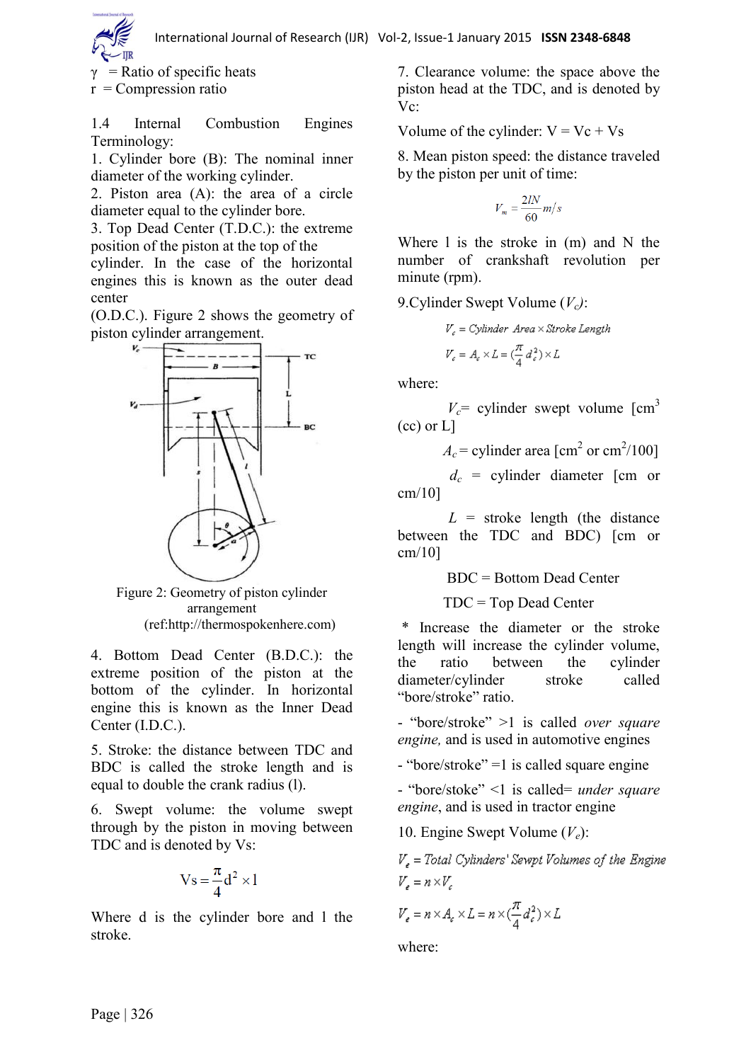$\gamma$ = Ratio of specific heats
r = Compression ratio

1.4 Internal Combustion Engines Terminology:

1. Cylinder bore (B): The nominal inner diameter of the working cylinder.
2. Piston area (A): the area of a circle diameter equal to the cylinder bore.
3. Top Dead Center (T.D.C.): the extreme position of the piston at the top of the cylinder. In the case of the horizontal engines this is known as the outer dead center (O.D.C.). Figure 2 shows the geometry of piston cylinder arrangement.

Figure 2: Geometry of piston cylinder arrangement (ref:http://thermospokenhere.com)

4. Bottom Dead Center (B.D.C.): the extreme position of the piston at the bottom of the cylinder. In horizontal engine this is known as the Inner Dead Center (I.D.C.).
5. Stroke: the distance between TDC and BDC is called the stroke length and is equal to double the crank radius (l).
6. Swept volume: the volume swept through by the piston in moving between TDC and is denoted by Vs:

$$Vs = \frac{\pi}{4} d^2 \times l$$

Where d is the cylinder bore and l the stroke.

7. Clearance volume: the space above the piston head at the TDC, and is denoted by Vc:

Volume of the cylinder: V = Vc + Vs

8. Mean piston speed: the distance traveled by the piston per unit of time:

$$V_m = \frac{2lN}{60} m/s$$

Where l is the stroke in (m) and N the number of crankshaft revolution per minute (rpm).

9. Cylinder Swept Volume ($V_c$):

$$V_c = Cylinder\ Area \times Stroke\ Length$$

$$V_c = A_c \times L = (\frac{\pi}{4} d_c^2) \times L$$

where:

$V_c$= cylinder swept volume [$cm^3$ (cc) or L]

$A_c$ = cylinder area [$cm^2$ or $cm^2/100$]

$d_c$ = cylinder diameter [cm or cm/10]

$L$ = stroke length (the distance between the TDC and BDC) [cm or cm/10]

BDC = Bottom Dead Center

TDC = Top Dead Center

* Increase the diameter or the stroke length will increase the cylinder volume, the ratio between the cylinder diameter/cylinder stroke called "bore/stroke" ratio.

- "bore/stroke" >1 is called *over square engine,* and is used in automotive engines
- "bore/stroke" =1 is called square engine
- "bore/stoke" <1 is called= *under square engine*, and is used in tractor engine

10. Engine Swept Volume ($V_e$):

$$V_e = Total\ Cylinders'\ Sewpt\ Volumes\ of\ the\ Engine$$

$$V_e = n \times V_c$$

$$V_e = n \times A_c \times L = n \times (\frac{\pi}{4} d_c^2) \times L$$

where: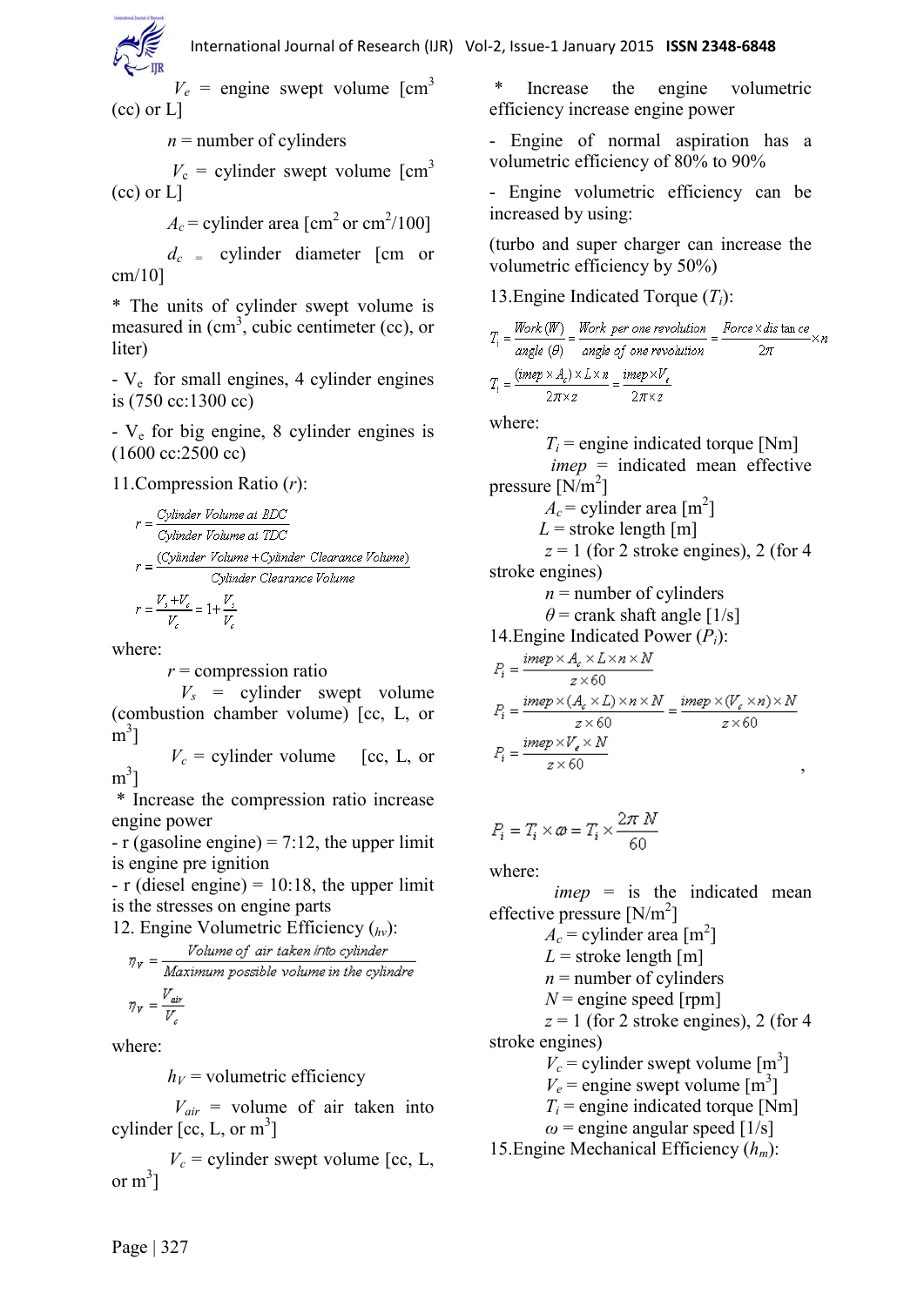$V_e$ = engine swept volume [$cm^3$ (cc) or L]

$n$ = number of cylinders

$V_c$ = cylinder swept volume [$cm^3$ (cc) or L]

$A_c$ = cylinder area [$cm^2$ or $cm^2/100$]

$d_c$ = cylinder diameter [cm or cm/10]

* The units of cylinder swept volume is measured in ($cm^3$, cubic centimeter (cc), or liter)

- $V_e$ for small engines, 4 cylinder engines is (750 cc:1300 cc)

- $V_e$ for big engine, 8 cylinder engines is (1600 cc:2500 cc)

11.Compression Ratio ($r$):

$$r = \frac{\text{Cylinder Volume at BDC}}{\text{Cylinder Volume at TDC}}$$

$$r = \frac{(\text{Cylinder Volume} + \text{Cylinder Clearance Volume})}{\text{Cylinder Clearance Volume}}$$

$$r = \frac{V_s + V_c}{V_c} = 1 + \frac{V_s}{V_c}$$

where:

$r$ = compression ratio

$V_s$ = cylinder swept volume (combustion chamber volume) [cc, L, or $m^3$]

$V_c$ = cylinder volume [cc, L, or $m^3$]

* Increase the compression ratio increase engine power

- r (gasoline engine) = 7:12, the upper limit is engine pre ignition

- r (diesel engine) = 10:18, the upper limit is the stresses on engine parts

12. Engine Volumetric Efficiency ($_{hv}$):

$$\eta_V = \frac{\text{Volume of air taken into cylinder}}{\text{Maximum possible volume in the cylindre}}$$

$$\eta_V = \frac{V_{air}}{V_c}$$

where:

$h_V$ = volumetric efficiency

$V_{air}$ = volume of air taken into cylinder [cc, L, or $m^3$]

$V_c$ = cylinder swept volume [cc, L, or $m^3$]

* Increase the engine volumetric efficiency increase engine power

- Engine of normal aspiration has a volumetric efficiency of 80% to 90%

- Engine volumetric efficiency can be increased by using:

(turbo and super charger can increase the volumetric efficiency by 50%)

13.Engine Indicated Torque ($T_i$):

$$T_i = \frac{\text{Work } (W)}{\text{angle } (\theta)} = \frac{\text{Work per one revolution}}{\text{angle of one revolution}} = \frac{\text{Force} \times \text{distance}}{2\pi} \times n$$

$$T_i = \frac{(imep \times A_c) \times L \times n}{2\pi \times z} = \frac{imep \times V_e}{2\pi \times z}$$

where:

$T_i$ = engine indicated torque [Nm]

$imep$ = indicated mean effective pressure [$N/m^2$]

$A_c$ = cylinder area [$m^2$]

$L$ = stroke length [m]

$z$ = 1 (for 2 stroke engines), 2 (for 4 stroke engines)

$n$ = number of cylinders

$\theta$ = crank shaft angle [1/s]

14.Engine Indicated Power ($P_i$):

$$P_i = \frac{imep \times A_c \times L \times n \times N}{z \times 60}$$

$$P_i = \frac{imep \times (A_c \times L) \times n \times N}{z \times 60} = \frac{imep \times (V_c \times n) \times N}{z \times 60}$$

$$P_i = \frac{imep \times V_e \times N}{z \times 60},$$

$$P_i = T_i \times \omega = T_i \times \frac{2\pi N}{60}$$

where:

$imep$ = is the indicated mean effective pressure [$N/m^2$]

$A_c$ = cylinder area [$m^2$]

$L$ = stroke length [m]

$n$ = number of cylinders

$N$ = engine speed [rpm]

$z$ = 1 (for 2 stroke engines), 2 (for 4 stroke engines)

$V_c$ = cylinder swept volume [$m^3$]

$V_e$ = engine swept volume [$m^3$]

$T_i$ = engine indicated torque [Nm]

$\omega$ = engine angular speed [1/s]

15.Engine Mechanical Efficiency ($h_m$):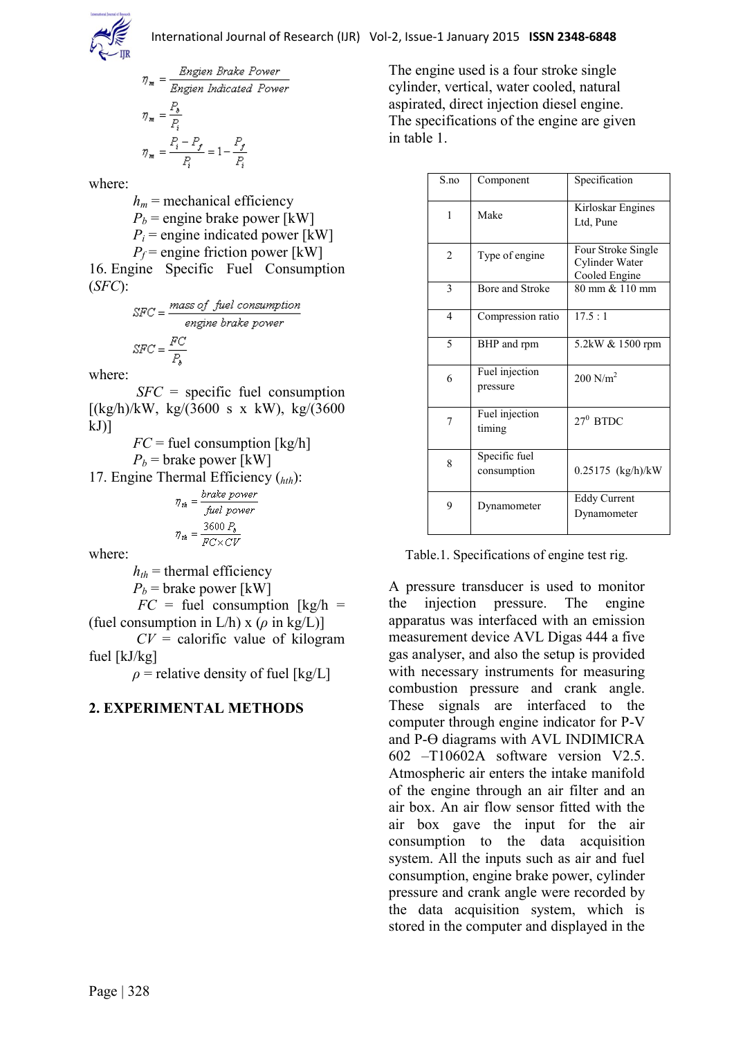$$\eta_m = \frac{\text{Engien Brake Power}}{\text{Engien Indicated Power}}$$

$$\eta_m = \frac{P_b}{P_i}$$

$$\eta_m = \frac{P_i - P_f}{P_i} = 1 - \frac{P_f}{P_i}$$

where:

$h_m$ = mechanical efficiency

$P_b$ = engine brake power [kW]

$P_i$ = engine indicated power [kW]

$P_f$ = engine friction power [kW]

16. Engine Specific Fuel Consumption (*SFC*):

$$SFC = \frac{\text{mass of fuel consumption}}{\text{engine brake power}}$$

$$SFC = \frac{FC}{P_b}$$

where:

*SFC* = specific fuel consumption [(kg/h)/kW, kg/(3600 s x kW), kg/(3600 kJ)]

*FC* = fuel consumption [kg/h]

$P_b$ = brake power [kW]

17. Engine Thermal Efficiency ($h_{th}$):

$$\eta_{th} = \frac{\text{brake power}}{\text{fuel power}}$$

$$\eta_{th} = \frac{3600\, P_b}{FC \times CV}$$

where:

$h_{th}$ = thermal efficiency

$P_b$ = brake power [kW]

*FC* = fuel consumption [kg/h = (fuel consumption in L/h) x ($\rho$ in kg/L)]

*CV* = calorific value of kilogram fuel [kJ/kg]

$\rho$ = relative density of fuel [kg/L]

## 2. EXPERIMENTAL METHODS

The engine used is a four stroke single cylinder, vertical, water cooled, natural aspirated, direct injection diesel engine. The specifications of the engine are given in table 1.

| S.no | Component | Specification |
|---|---|---|
| 1 | Make | Kirloskar Engines Ltd, Pune |
| 2 | Type of engine | Four Stroke Single Cylinder Water Cooled Engine |
| 3 | Bore and Stroke | 80 mm & 110 mm |
| 4 | Compression ratio | 17.5 : 1 |
| 5 | BHP and rpm | 5.2kW & 1500 rpm |
| 6 | Fuel injection pressure | 200 $N/m^2$ |
| 7 | Fuel injection timing | $27^0$ BTDC |
| 8 | Specific fuel consumption | 0.25175 (kg/h)/kW |
| 9 | Dynamometer | Eddy Current Dynamometer |

Table.1. Specifications of engine test rig.

A pressure transducer is used to monitor the injection pressure. The engine apparatus was interfaced with an emission measurement device AVL Digas 444 a five gas analyser, and also the setup is provided with necessary instruments for measuring combustion pressure and crank angle. These signals are interfaced to the computer through engine indicator for P-V and P-Θ diagrams with AVL INDIMICRA 602 –T10602A software version V2.5. Atmospheric air enters the intake manifold of the engine through an air filter and an air box. An air flow sensor fitted with the air box gave the input for the air consumption to the data acquisition system. All the inputs such as air and fuel consumption, engine brake power, cylinder pressure and crank angle were recorded by the data acquisition system, which is stored in the computer and displayed in the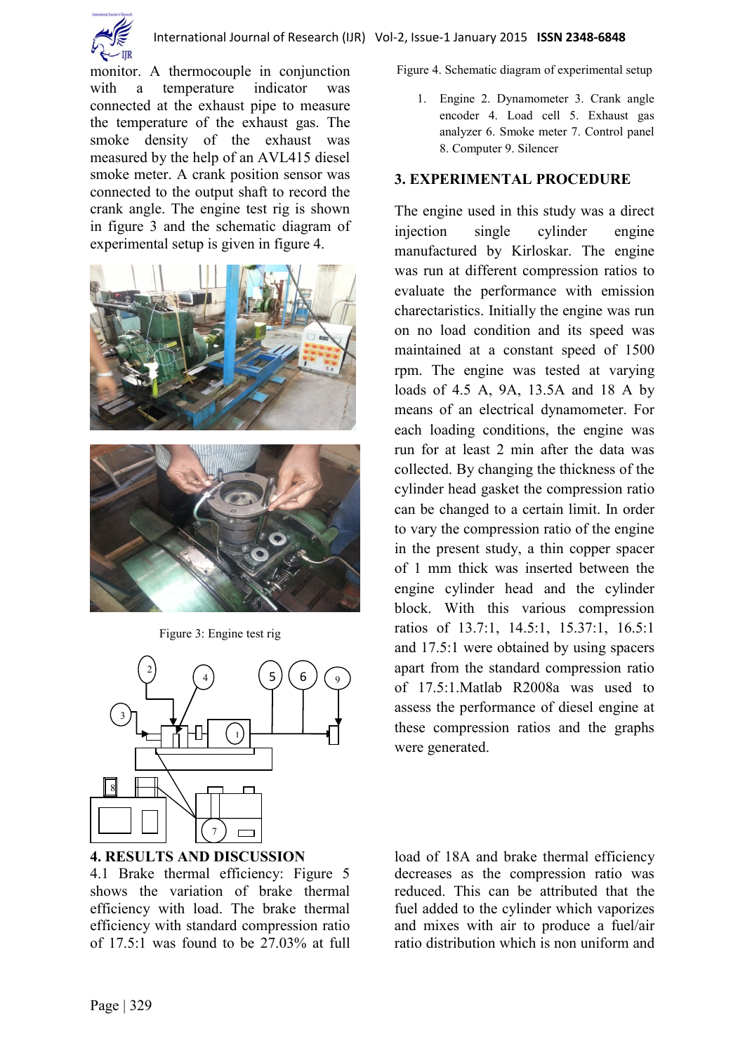monitor. A thermocouple in conjunction with a temperature indicator was connected at the exhaust pipe to measure the temperature of the exhaust gas. The smoke density of the exhaust was measured by the help of an AVL415 diesel smoke meter. A crank position sensor was connected to the output shaft to record the crank angle. The engine test rig is shown in figure 3 and the schematic diagram of experimental setup is given in figure 4.

Figure 3: Engine test rig

Figure 4. Schematic diagram of experimental setup

1. Engine 2. Dynamometer 3. Crank angle encoder 4. Load cell 5. Exhaust gas analyzer 6. Smoke meter 7. Control panel 8. Computer 9. Silencer

## 3. EXPERIMENTAL PROCEDURE

The engine used in this study was a direct injection single cylinder engine manufactured by Kirloskar. The engine was run at different compression ratios to evaluate the performance with emission charectaristics. Initially the engine was run on no load condition and its speed was maintained at a constant speed of 1500 rpm. The engine was tested at varying loads of 4.5 A, 9A, 13.5A and 18 A by means of an electrical dynamometer. For each loading conditions, the engine was run for at least 2 min after the data was collected. By changing the thickness of the cylinder head gasket the compression ratio can be changed to a certain limit. In order to vary the compression ratio of the engine in the present study, a thin copper spacer of 1 mm thick was inserted between the engine cylinder head and the cylinder block. With this various compression ratios of 13.7:1, 14.5:1, 15.37:1, 16.5:1 and 17.5:1 were obtained by using spacers apart from the standard compression ratio of 17.5:1.Matlab R2008a was used to assess the performance of diesel engine at these compression ratios and the graphs were generated.

## 4. RESULTS AND DISCUSSION

4.1 Brake thermal efficiency: Figure 5 shows the variation of brake thermal efficiency with load. The brake thermal efficiency with standard compression ratio of 17.5:1 was found to be 27.03% at full load of 18A and brake thermal efficiency decreases as the compression ratio was reduced. This can be attributed that the fuel added to the cylinder which vaporizes and mixes with air to produce a fuel/air ratio distribution which is non uniform and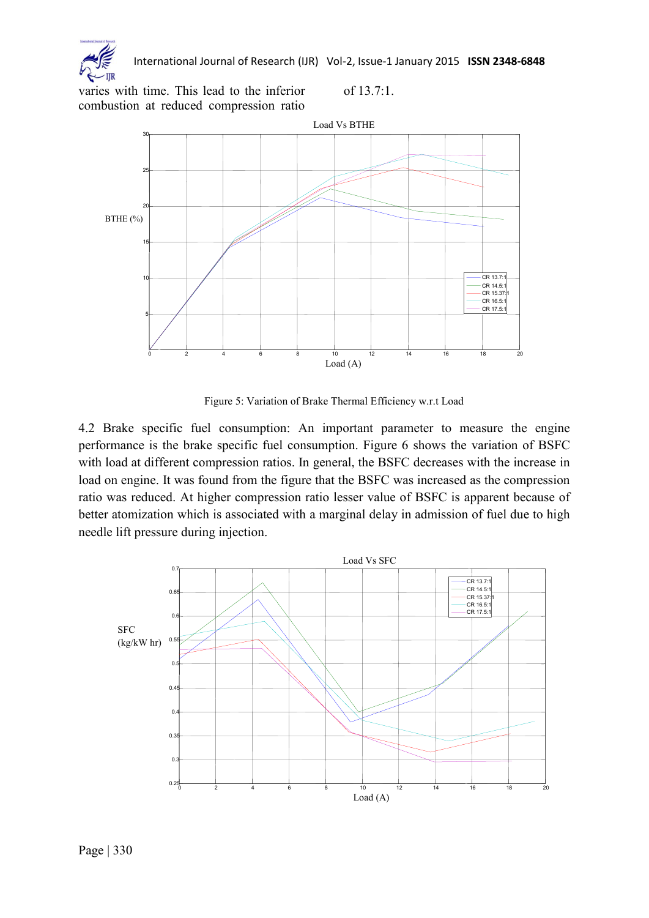varies with time. This lead to the inferior combustion at reduced compression ratio of 13.7:1.

Figure 5: Variation of Brake Thermal Efficiency w.r.t Load

4.2 Brake specific fuel consumption: An important parameter to measure the engine performance is the brake specific fuel consumption. Figure 6 shows the variation of BSFC with load at different compression ratios. In general, the BSFC decreases with the increase in load on engine. It was found from the figure that the BSFC was increased as the compression ratio was reduced. At higher compression ratio lesser value of BSFC is apparent because of better atomization which is associated with a marginal delay in admission of fuel due to high needle lift pressure during injection.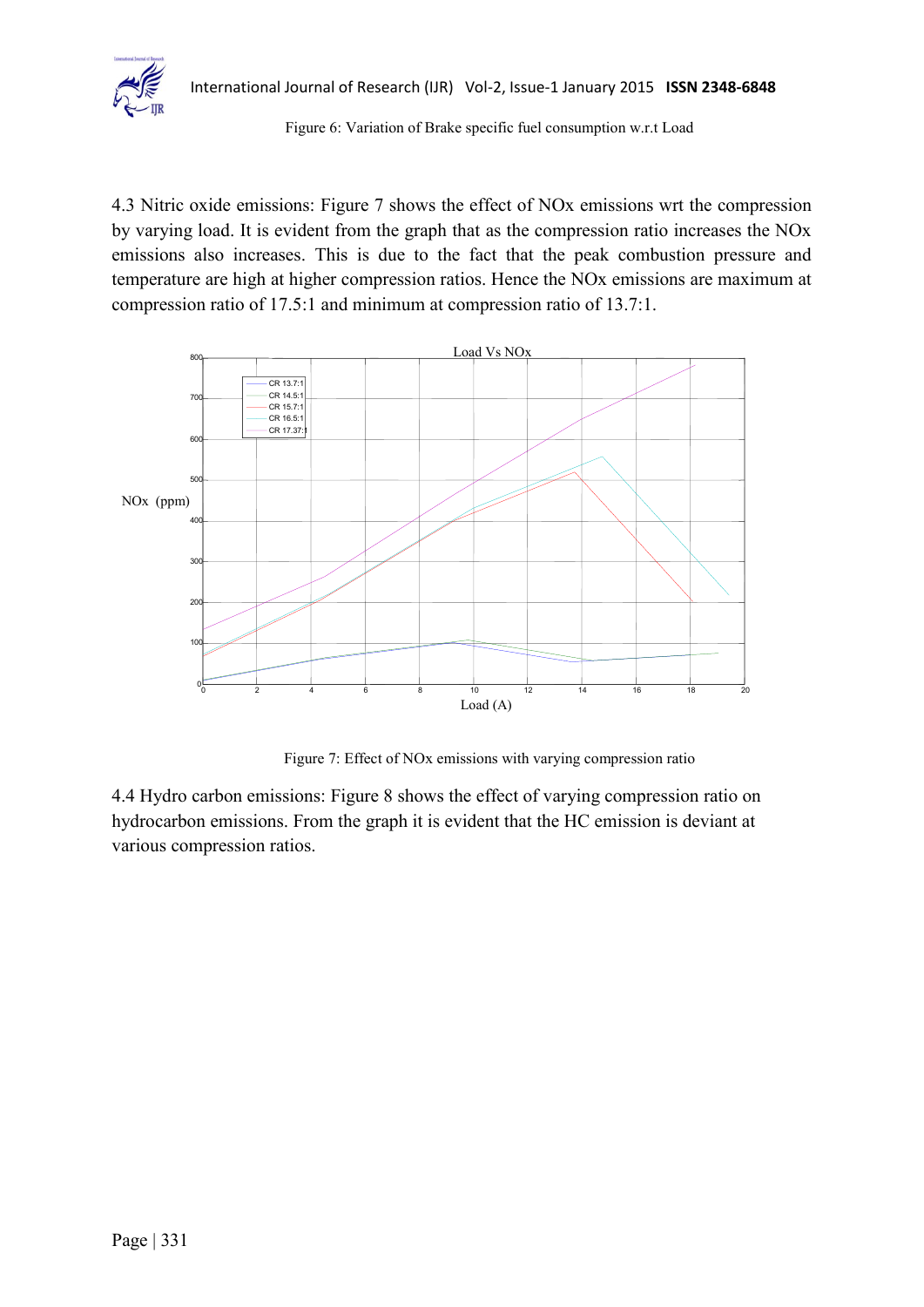Figure 6: Variation of Brake specific fuel consumption w.r.t Load

4.3 Nitric oxide emissions: Figure 7 shows the effect of NOx emissions wrt the compression by varying load. It is evident from the graph that as the compression ratio increases the NOx emissions also increases. This is due to the fact that the peak combustion pressure and temperature are high at higher compression ratios. Hence the NOx emissions are maximum at compression ratio of 17.5:1 and minimum at compression ratio of 13.7:1.

Figure 7: Effect of NOx emissions with varying compression ratio

4.4 Hydro carbon emissions: Figure 8 shows the effect of varying compression ratio on hydrocarbon emissions. From the graph it is evident that the HC emission is deviant at various compression ratios.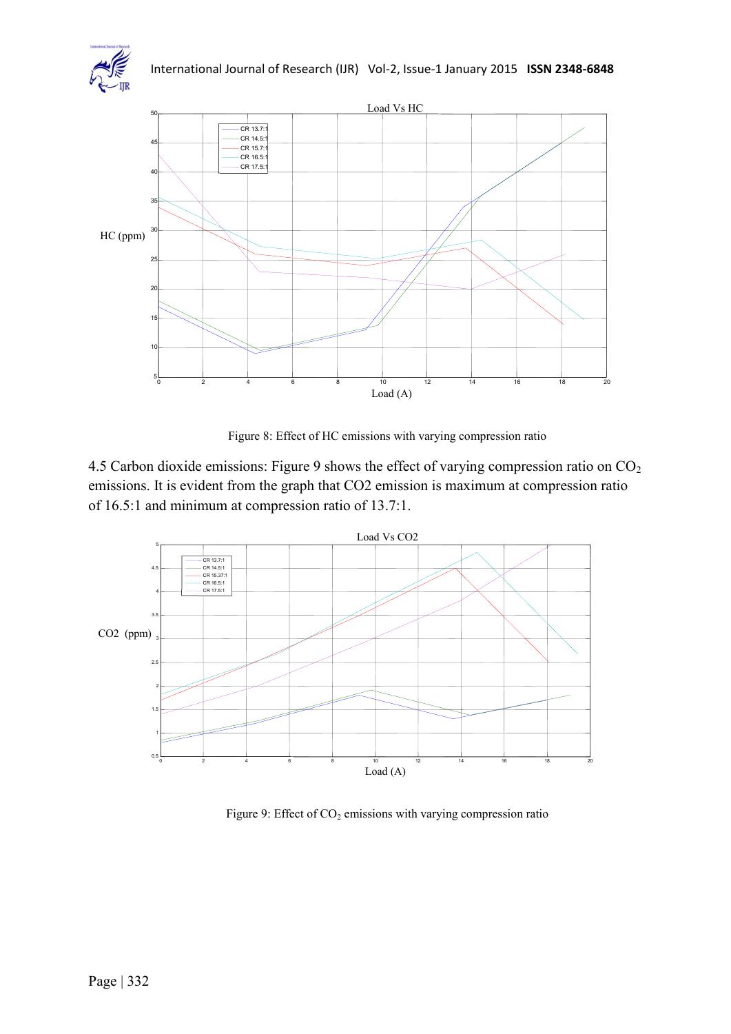Figure 8: Effect of HC emissions with varying compression ratio

4.5 Carbon dioxide emissions: Figure 9 shows the effect of varying compression ratio on $CO_2$ emissions. It is evident from the graph that CO2 emission is maximum at compression ratio of 16.5:1 and minimum at compression ratio of 13.7:1.

Figure 9: Effect of $CO_2$ emissions with varying compression ratio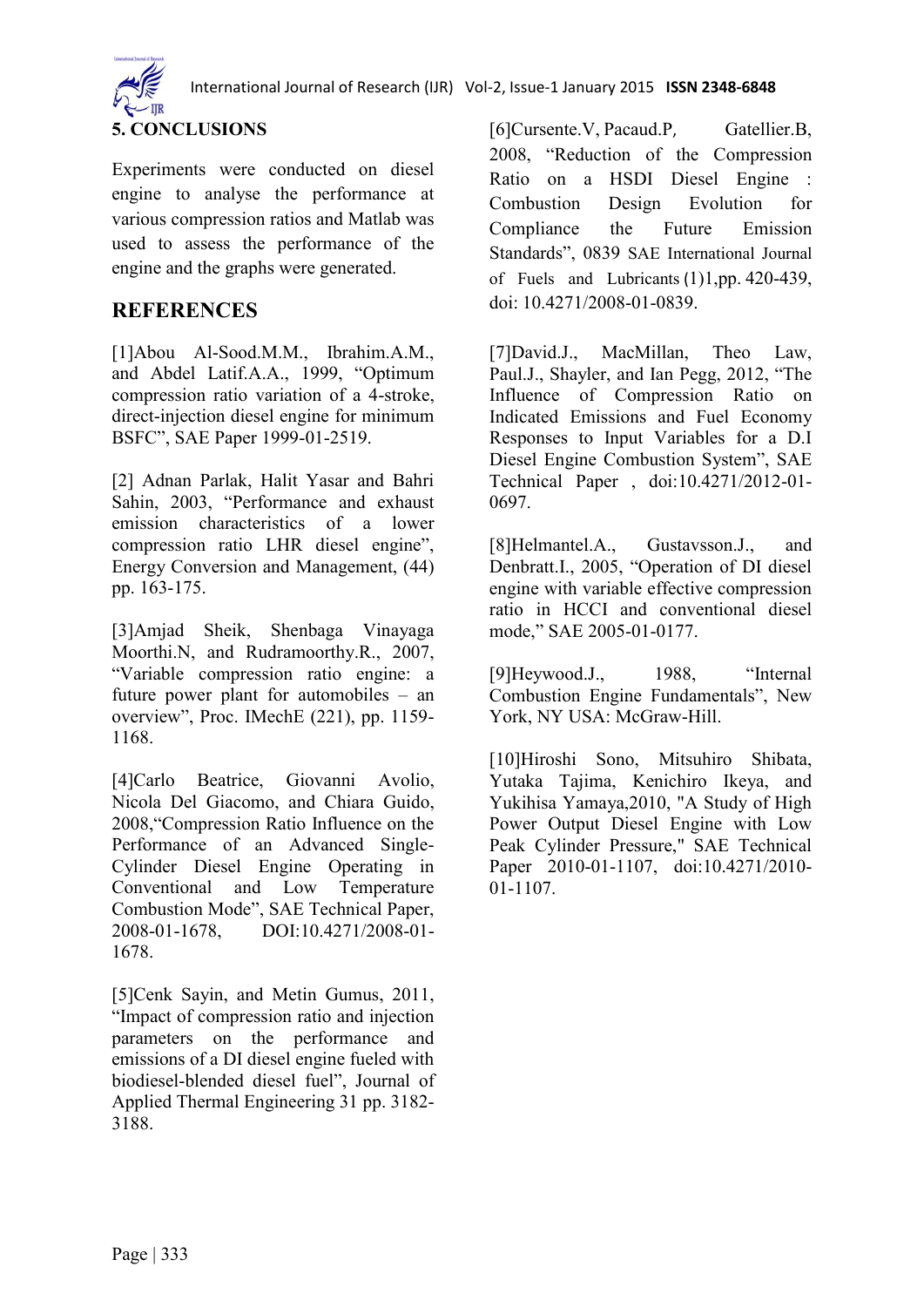## 5. CONCLUSIONS

Experiments were conducted on diesel engine to analyse the performance at various compression ratios and Matlab was used to assess the performance of the engine and the graphs were generated.

## REFERENCES

[1]Abou Al-Sood.M.M., Ibrahim.A.M., and Abdel Latif.A.A., 1999, "Optimum compression ratio variation of a 4-stroke, direct-injection diesel engine for minimum BSFC", SAE Paper 1999-01-2519.

[2] Adnan Parlak, Halit Yasar and Bahri Sahin, 2003, "Performance and exhaust emission characteristics of a lower compression ratio LHR diesel engine", Energy Conversion and Management, (44) pp. 163-175.

[3]Amjad Sheik, Shenbaga Vinayaga Moorthi.N, and Rudramoorthy.R., 2007, "Variable compression ratio engine: a future power plant for automobiles – an overview", Proc. IMechE (221), pp. 1159-1168.

[4]Carlo Beatrice, Giovanni Avolio, Nicola Del Giacomo, and Chiara Guido, 2008,"Compression Ratio Influence on the Performance of an Advanced Single-Cylinder Diesel Engine Operating in Conventional and Low Temperature Combustion Mode", SAE Technical Paper, 2008-01-1678, DOI:10.4271/2008-01-1678.

[5]Cenk Sayin, and Metin Gumus, 2011, "Impact of compression ratio and injection parameters on the performance and emissions of a DI diesel engine fueled with biodiesel-blended diesel fuel", Journal of Applied Thermal Engineering 31 pp. 3182-3188.

[6]Cursente.V, Pacaud.P, Gatellier.B, 2008, "Reduction of the Compression Ratio on a HSDI Diesel Engine : Combustion Design Evolution for Compliance the Future Emission Standards", 0839 SAE International Journal of Fuels and Lubricants (1)1,pp. 420-439, doi: 10.4271/2008-01-0839.

[7]David.J., MacMillan, Theo Law, Paul.J., Shayler, and Ian Pegg, 2012, "The Influence of Compression Ratio on Indicated Emissions and Fuel Economy Responses to Input Variables for a D.I Diesel Engine Combustion System", SAE Technical Paper , doi:10.4271/2012-01-0697.

[8]Helmantel.A., Gustavsson.J., and Denbratt.I., 2005, "Operation of DI diesel engine with variable effective compression ratio in HCCI and conventional diesel mode," SAE 2005-01-0177.

[9]Heywood.J., 1988, "Internal Combustion Engine Fundamentals", New York, NY USA: McGraw-Hill.

[10]Hiroshi Sono, Mitsuhiro Shibata, Yutaka Tajima, Kenichiro Ikeya, and Yukihisa Yamaya,2010, "A Study of High Power Output Diesel Engine with Low Peak Cylinder Pressure," SAE Technical Paper 2010-01-1107, doi:10.4271/2010-01-1107.